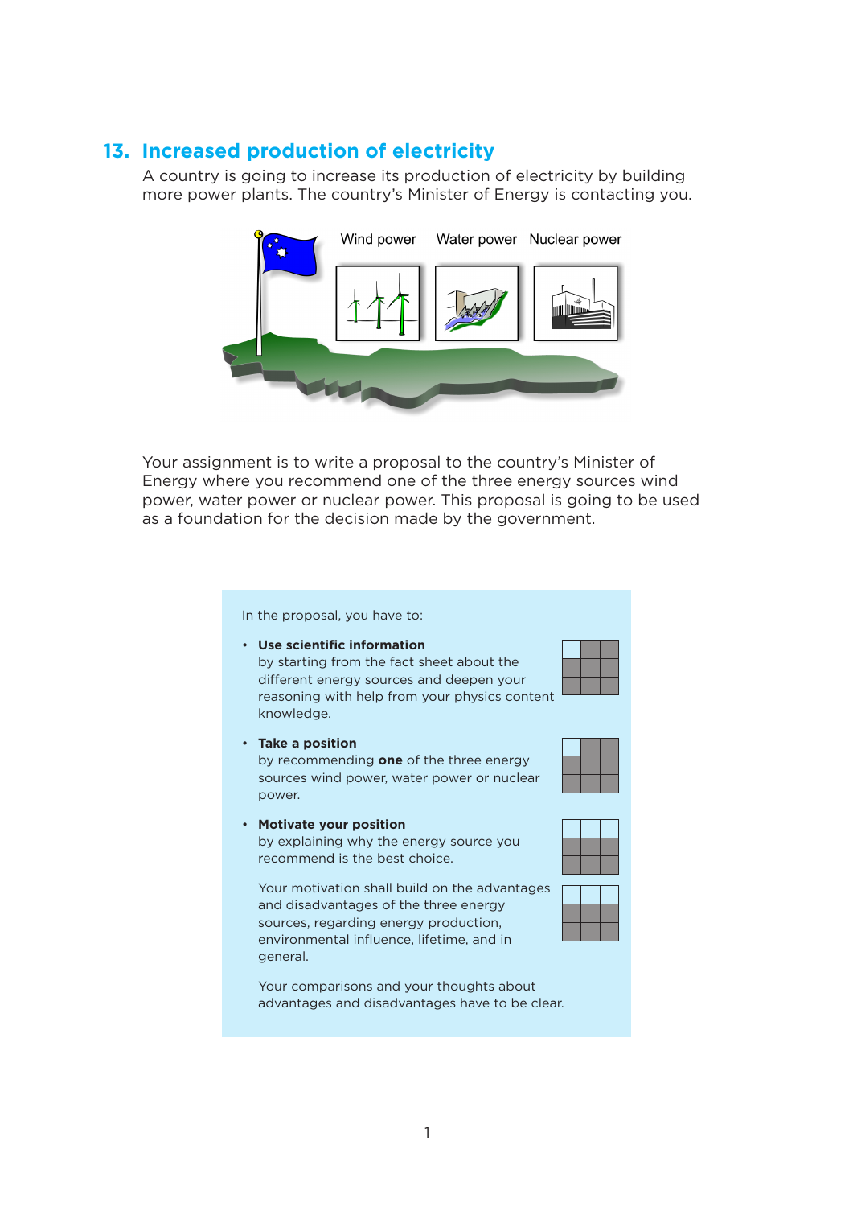## 13. Increased production of electricity

A country is going to increase its production of electricity by building more power plants. The country's Minister of Energy is contacting you.

Wind power Water power Nuclear power

Your assignment is to write a proposal to the country's Minister of Energy where you recommend one of the three energy sources wind power, water power or nuclear power. This proposal is going to be used as a foundation for the decision made by the government.

In the proposal, you have to:

- **Use scientific information** by starting from the fact sheet about the different energy sources and deepen your reasoning with help from your physics content knowledge.
- **Take a position** by recommending **one** of the three energy sources wind power, water power or nuclear power.
- **Motivate your position** by explaining why the energy source you recommend is the best choice.

  Your motivation shall build on the advantages and disadvantages of the three energy sources, regarding energy production, environmental influence, lifetime, and in general.

  Your comparisons and your thoughts about advantages and disadvantages have to be clear.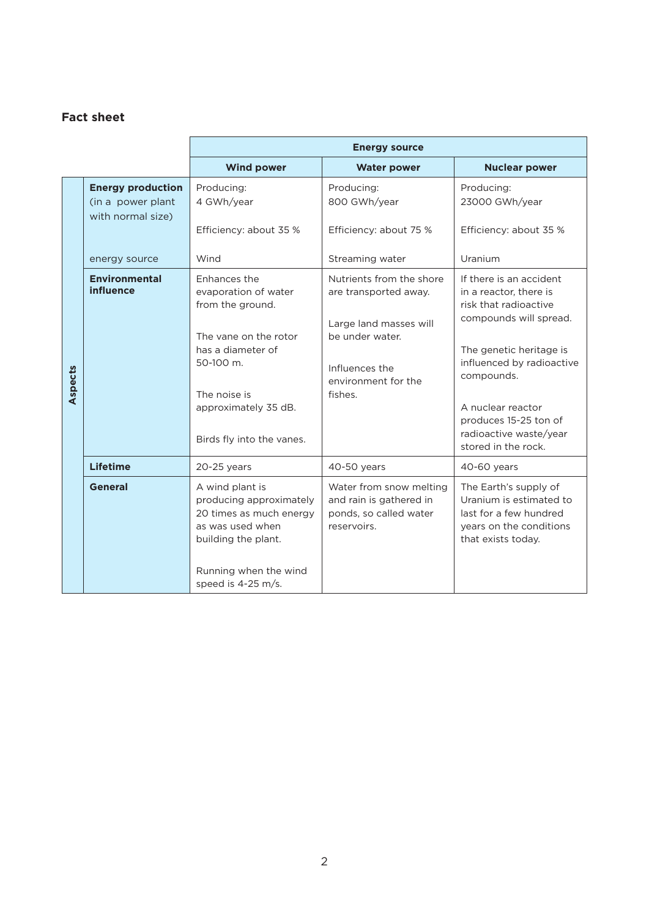## Fact sheet

| | | Energy source | | |
|---|---|---|---|---|
| | | **Wind power** | **Water power** | **Nuclear power** |
| **Aspects** | **Energy production** (in a power plant with normal size) | Producing: 4 GWh/year<br><br>Efficiency: about 35 % | Producing: 800 GWh/year<br><br>Efficiency: about 75 % | Producing: 23000 GWh/year<br><br>Efficiency: about 35 % |
| | energy source | Wind | Streaming water | Uranium |
| | **Environmental influence** | Enhances the evaporation of water from the ground.<br><br>The vane on the rotor has a diameter of 50-100 m.<br><br>The noise is approximately 35 dB.<br><br>Birds fly into the vanes. | Nutrients from the shore are transported away.<br><br>Large land masses will be under water.<br><br>Influences the environment for the fishes. | If there is an accident in a reactor, there is risk that radioactive compounds will spread.<br><br>The genetic heritage is influenced by radioactive compounds.<br><br>A nuclear reactor produces 15-25 ton of radioactive waste/year stored in the rock. |
| | **Lifetime** | 20-25 years | 40-50 years | 40-60 years |
| | **General** | A wind plant is producing approximately 20 times as much energy as was used when building the plant.<br><br>Running when the wind speed is 4-25 m/s. | Water from snow melting and rain is gathered in ponds, so called water reservoirs. | The Earth's supply of Uranium is estimated to last for a few hundred years on the conditions that exists today. |